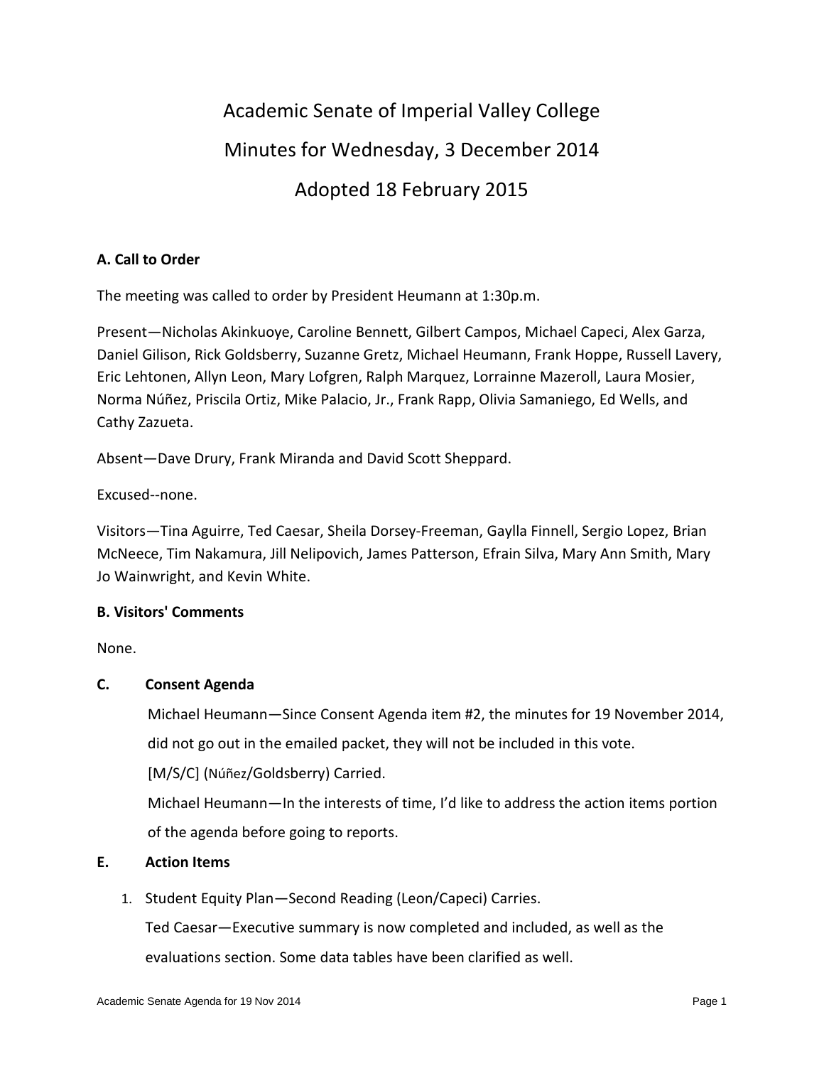# Academic Senate of Imperial Valley College

## Minutes for Wednesday, 3 December 2014

## Adopted 18 February 2015

**A. Call to Order**

The meeting was called to order by President Heumann at 1:30p.m.

Present—Nicholas Akinkuoye, Caroline Bennett, Gilbert Campos, Michael Capeci, Alex Garza, Daniel Gilison, Rick Goldsberry, Suzanne Gretz, Michael Heumann, Frank Hoppe, Russell Lavery, Eric Lehtonen, Allyn Leon, Mary Lofgren, Ralph Marquez, Lorrainne Mazeroll, Laura Mosier, Norma Núñez, Priscila Ortiz, Mike Palacio, Jr., Frank Rapp, Olivia Samaniego, Ed Wells, and Cathy Zazueta.

Absent—Dave Drury, Frank Miranda and David Scott Sheppard.

Excused--none.

Visitors—Tina Aguirre, Ted Caesar, Sheila Dorsey-Freeman, Gaylla Finnell, Sergio Lopez, Brian McNeece, Tim Nakamura, Jill Nelipovich, James Patterson, Efrain Silva, Mary Ann Smith, Mary Jo Wainwright, and Kevin White.

**B. Visitors' Comments**

None.

**C. Consent Agenda**

Michael Heumann—Since Consent Agenda item #2, the minutes for 19 November 2014, did not go out in the emailed packet, they will not be included in this vote.

[M/S/C] (Núñez/Goldsberry) Carried.

Michael Heumann—In the interests of time, I'd like to address the action items portion of the agenda before going to reports.

**E. Action Items**

1. Student Equity Plan—Second Reading (Leon/Capeci) Carries.

   Ted Caesar—Executive summary is now completed and included, as well as the evaluations section. Some data tables have been clarified as well.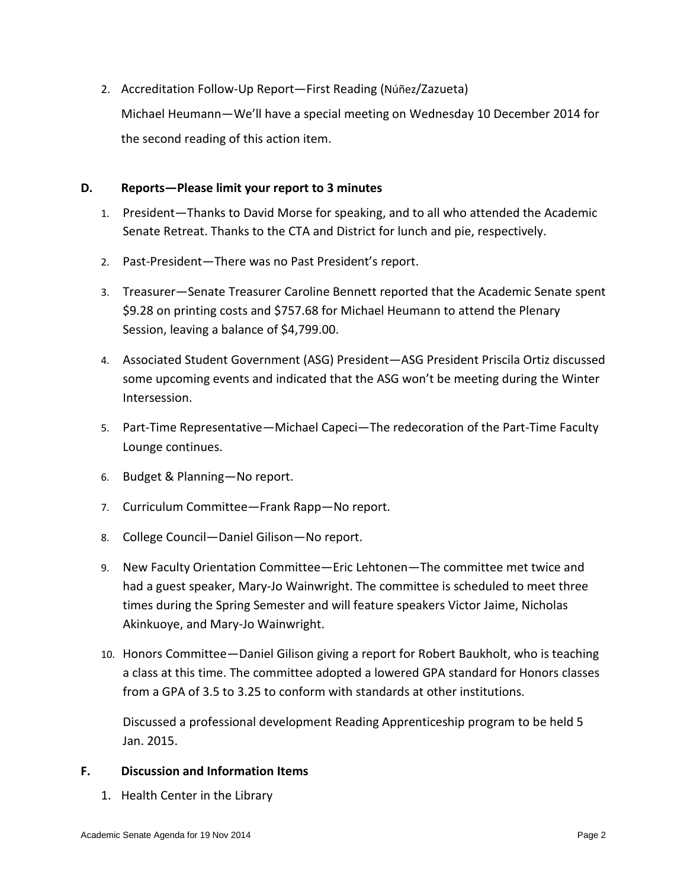2. Accreditation Follow-Up Report—First Reading (Núñez/Zazueta)

   Michael Heumann—We'll have a special meeting on Wednesday 10 December 2014 for the second reading of this action item.

**D. Reports—Please limit your report to 3 minutes**

1. President—Thanks to David Morse for speaking, and to all who attended the Academic Senate Retreat. Thanks to the CTA and District for lunch and pie, respectively.
2. Past-President—There was no Past President's report.
3. Treasurer—Senate Treasurer Caroline Bennett reported that the Academic Senate spent $9.28 on printing costs and $757.68 for Michael Heumann to attend the Plenary Session, leaving a balance of $4,799.00.
4. Associated Student Government (ASG) President—ASG President Priscila Ortiz discussed some upcoming events and indicated that the ASG won't be meeting during the Winter Intersession.
5. Part-Time Representative—Michael Capeci—The redecoration of the Part-Time Faculty Lounge continues.
6. Budget & Planning—No report.
7. Curriculum Committee—Frank Rapp—No report.
8. College Council—Daniel Gilison—No report.
9. New Faculty Orientation Committee—Eric Lehtonen—The committee met twice and had a guest speaker, Mary-Jo Wainwright. The committee is scheduled to meet three times during the Spring Semester and will feature speakers Victor Jaime, Nicholas Akinkuoye, and Mary-Jo Wainwright.
10. Honors Committee—Daniel Gilison giving a report for Robert Baukholt, who is teaching a class at this time. The committee adopted a lowered GPA standard for Honors classes from a GPA of 3.5 to 3.25 to conform with standards at other institutions.

    Discussed a professional development Reading Apprenticeship program to be held 5 Jan. 2015.

**F. Discussion and Information Items**

1. Health Center in the Library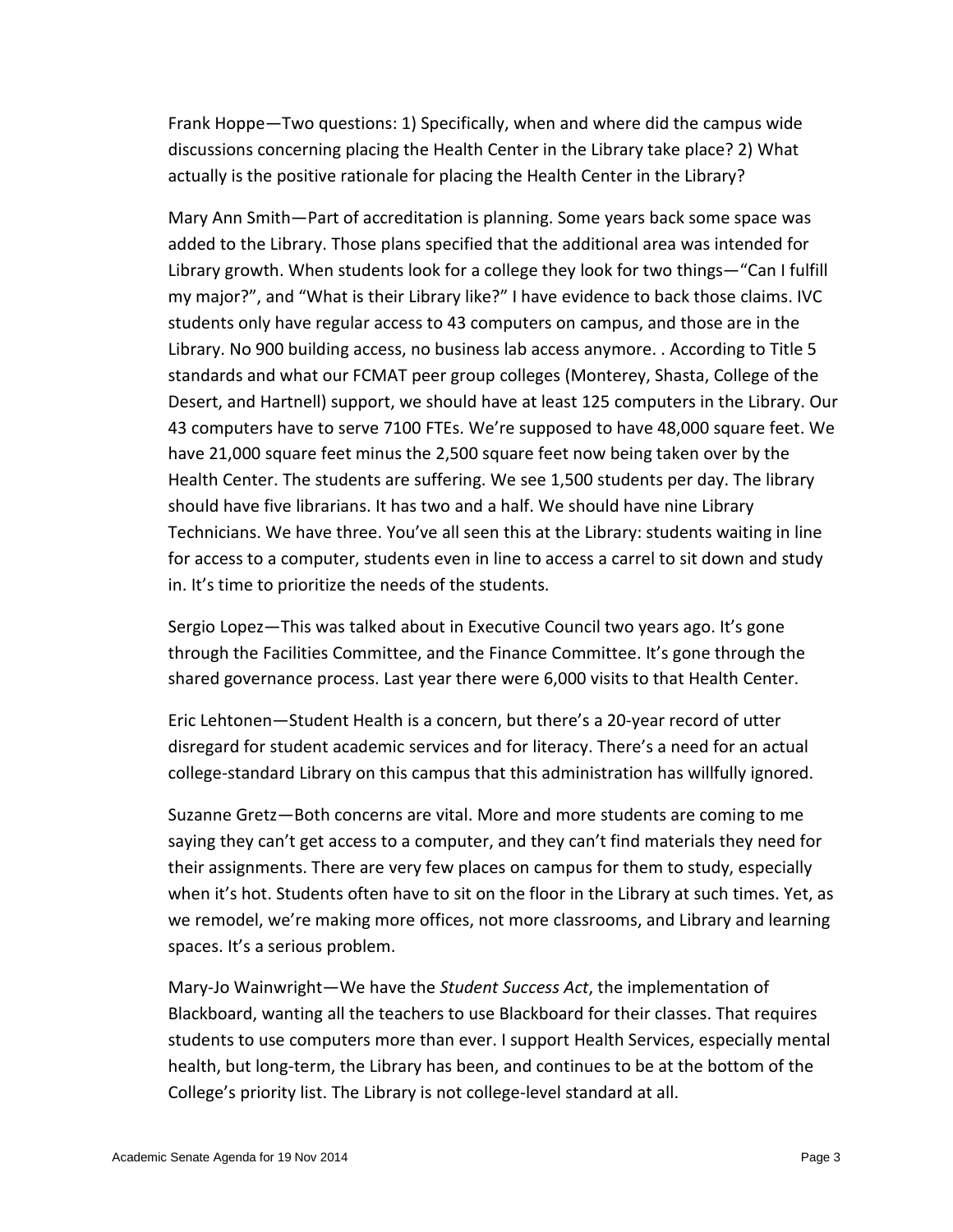Frank Hoppe—Two questions: 1) Specifically, when and where did the campus wide discussions concerning placing the Health Center in the Library take place? 2) What actually is the positive rationale for placing the Health Center in the Library?

Mary Ann Smith—Part of accreditation is planning. Some years back some space was added to the Library. Those plans specified that the additional area was intended for Library growth. When students look for a college they look for two things—"Can I fulfill my major?", and "What is their Library like?" I have evidence to back those claims. IVC students only have regular access to 43 computers on campus, and those are in the Library. No 900 building access, no business lab access anymore. . According to Title 5 standards and what our FCMAT peer group colleges (Monterey, Shasta, College of the Desert, and Hartnell) support, we should have at least 125 computers in the Library. Our 43 computers have to serve 7100 FTEs. We're supposed to have 48,000 square feet. We have 21,000 square feet minus the 2,500 square feet now being taken over by the Health Center. The students are suffering. We see 1,500 students per day. The library should have five librarians. It has two and a half. We should have nine Library Technicians. We have three. You've all seen this at the Library: students waiting in line for access to a computer, students even in line to access a carrel to sit down and study in. It's time to prioritize the needs of the students.

Sergio Lopez—This was talked about in Executive Council two years ago. It's gone through the Facilities Committee, and the Finance Committee. It's gone through the shared governance process. Last year there were 6,000 visits to that Health Center.

Eric Lehtonen—Student Health is a concern, but there's a 20-year record of utter disregard for student academic services and for literacy. There's a need for an actual college-standard Library on this campus that this administration has willfully ignored.

Suzanne Gretz—Both concerns are vital. More and more students are coming to me saying they can't get access to a computer, and they can't find materials they need for their assignments. There are very few places on campus for them to study, especially when it's hot. Students often have to sit on the floor in the Library at such times. Yet, as we remodel, we're making more offices, not more classrooms, and Library and learning spaces. It's a serious problem.

Mary-Jo Wainwright—We have the *Student Success Act*, the implementation of Blackboard, wanting all the teachers to use Blackboard for their classes. That requires students to use computers more than ever. I support Health Services, especially mental health, but long-term, the Library has been, and continues to be at the bottom of the College's priority list. The Library is not college-level standard at all.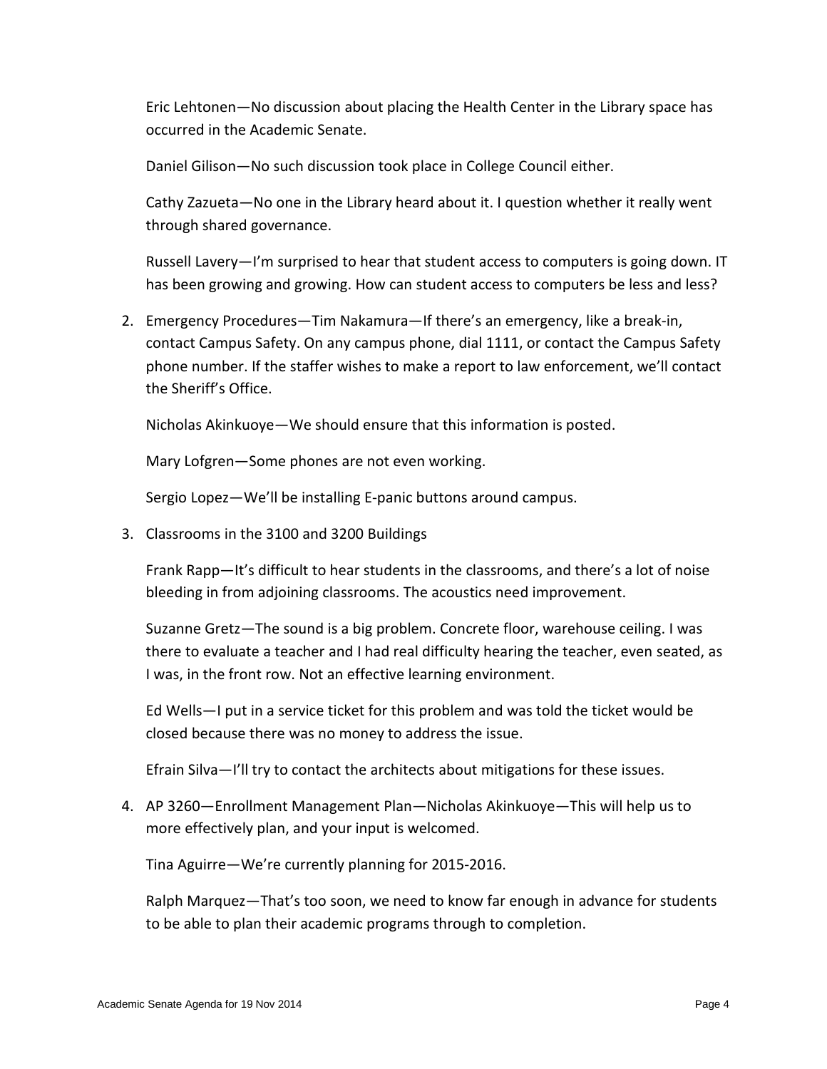Eric Lehtonen—No discussion about placing the Health Center in the Library space has occurred in the Academic Senate.

Daniel Gilison—No such discussion took place in College Council either.

Cathy Zazueta—No one in the Library heard about it. I question whether it really went through shared governance.

Russell Lavery—I'm surprised to hear that student access to computers is going down. IT has been growing and growing. How can student access to computers be less and less?

2. Emergency Procedures—Tim Nakamura—If there's an emergency, like a break-in, contact Campus Safety. On any campus phone, dial 1111, or contact the Campus Safety phone number. If the staffer wishes to make a report to law enforcement, we'll contact the Sheriff's Office.

   Nicholas Akinkuoye—We should ensure that this information is posted.

   Mary Lofgren—Some phones are not even working.

   Sergio Lopez—We'll be installing E-panic buttons around campus.

3. Classrooms in the 3100 and 3200 Buildings

   Frank Rapp—It's difficult to hear students in the classrooms, and there's a lot of noise bleeding in from adjoining classrooms. The acoustics need improvement.

   Suzanne Gretz—The sound is a big problem. Concrete floor, warehouse ceiling. I was there to evaluate a teacher and I had real difficulty hearing the teacher, even seated, as I was, in the front row. Not an effective learning environment.

   Ed Wells—I put in a service ticket for this problem and was told the ticket would be closed because there was no money to address the issue.

   Efrain Silva—I'll try to contact the architects about mitigations for these issues.

4. AP 3260—Enrollment Management Plan—Nicholas Akinkuoye—This will help us to more effectively plan, and your input is welcomed.

   Tina Aguirre—We're currently planning for 2015-2016.

   Ralph Marquez—That's too soon, we need to know far enough in advance for students to be able to plan their academic programs through to completion.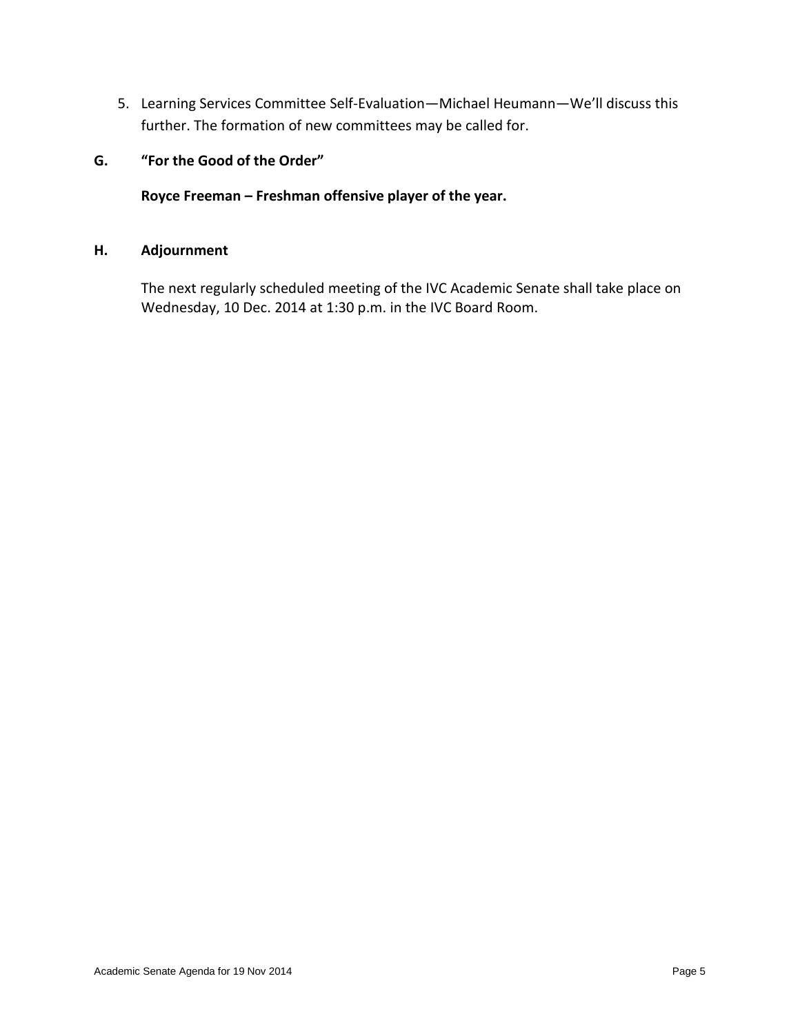5. Learning Services Committee Self-Evaluation—Michael Heumann—We'll discuss this further. The formation of new committees may be called for.

## G. "For the Good of the Order"

**Royce Freeman – Freshman offensive player of the year.**

## H. Adjournment

The next regularly scheduled meeting of the IVC Academic Senate shall take place on Wednesday, 10 Dec. 2014 at 1:30 p.m. in the IVC Board Room.